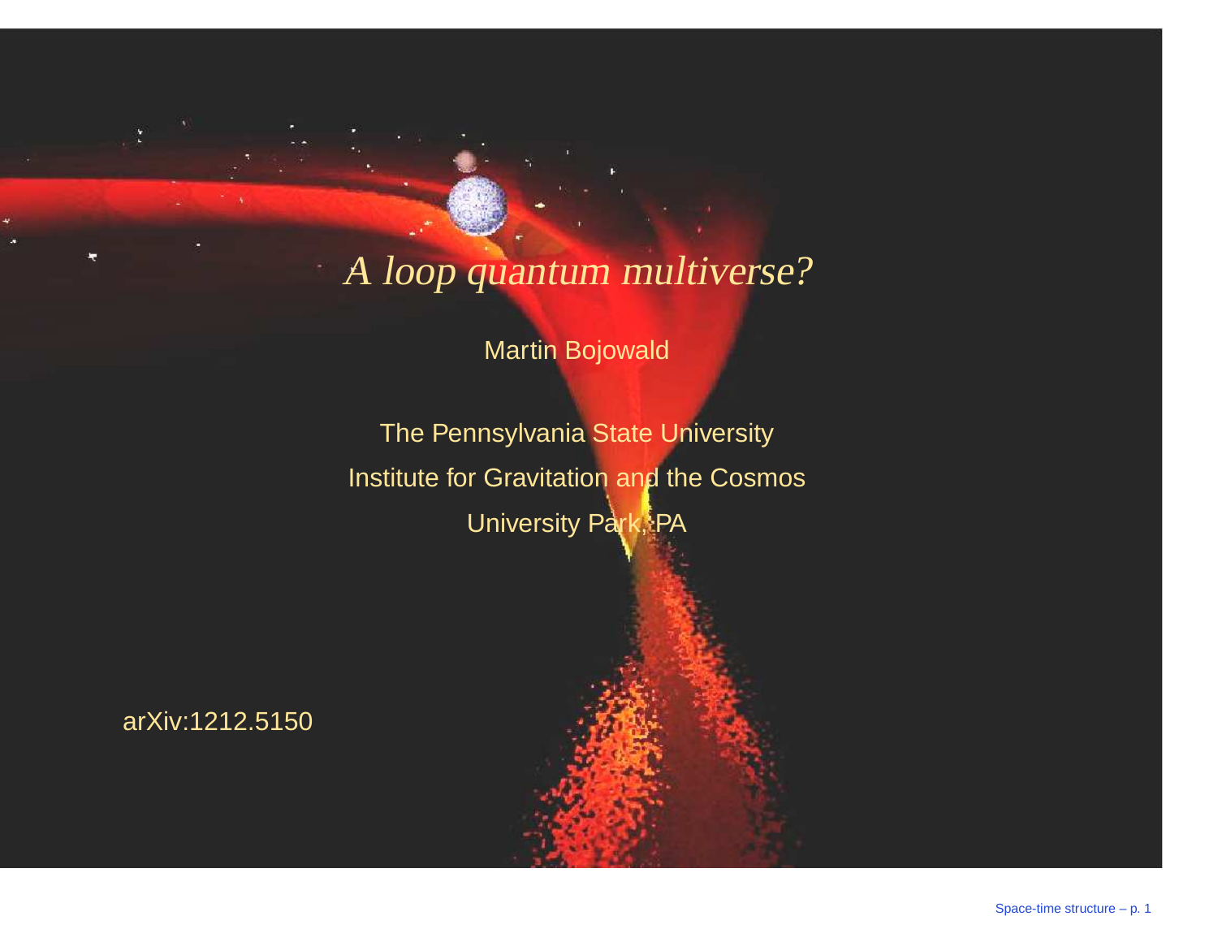# *A loop quantum multiverse?*

Martin Bojowald

The Pennsylvania State University
Institute for Gravitation and the Cosmos
University Park, PA

arXiv:1212.5150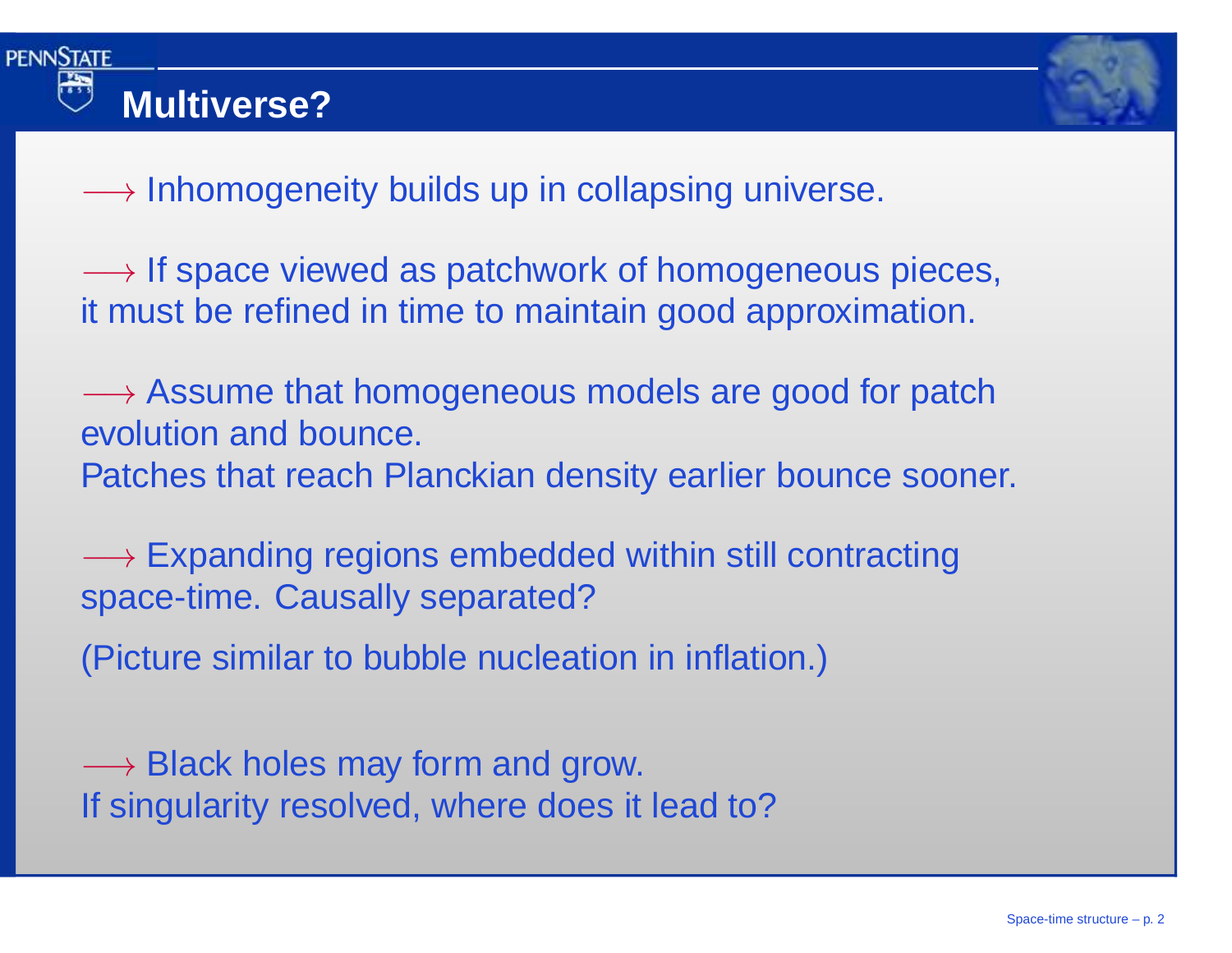# Multiverse?

$\longrightarrow$ Inhomogeneity builds up in collapsing universe.

$\longrightarrow$ If space viewed as patchwork of homogeneous pieces, it must be refined in time to maintain good approximation.

$\longrightarrow$ Assume that homogeneous models are good for patch evolution and bounce.
Patches that reach Planckian density earlier bounce sooner.

$\longrightarrow$ Expanding regions embedded within still contracting space-time. Causally separated?

(Picture similar to bubble nucleation in inflation.)

$\longrightarrow$ Black holes may form and grow.
If singularity resolved, where does it lead to?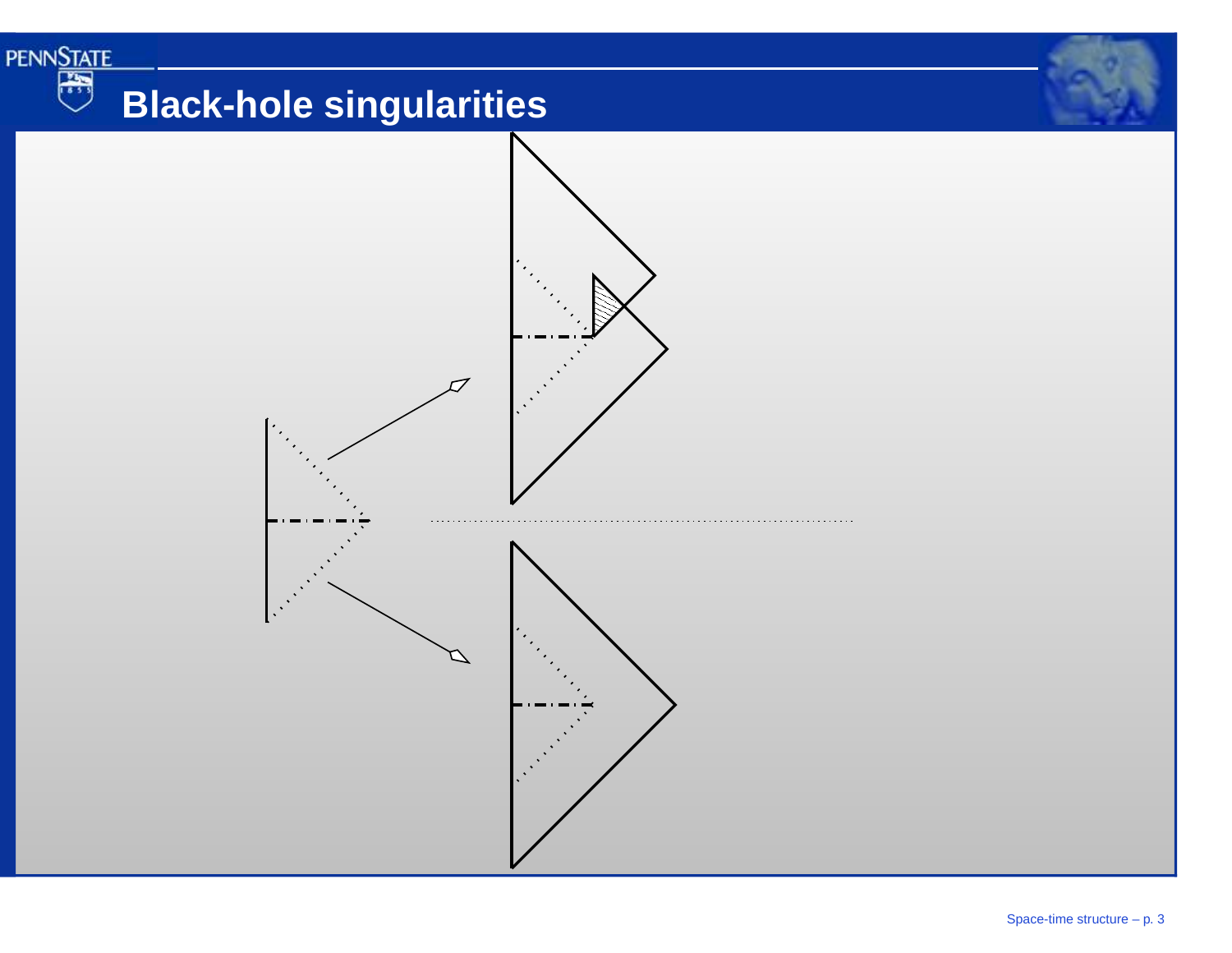# Black-hole singularities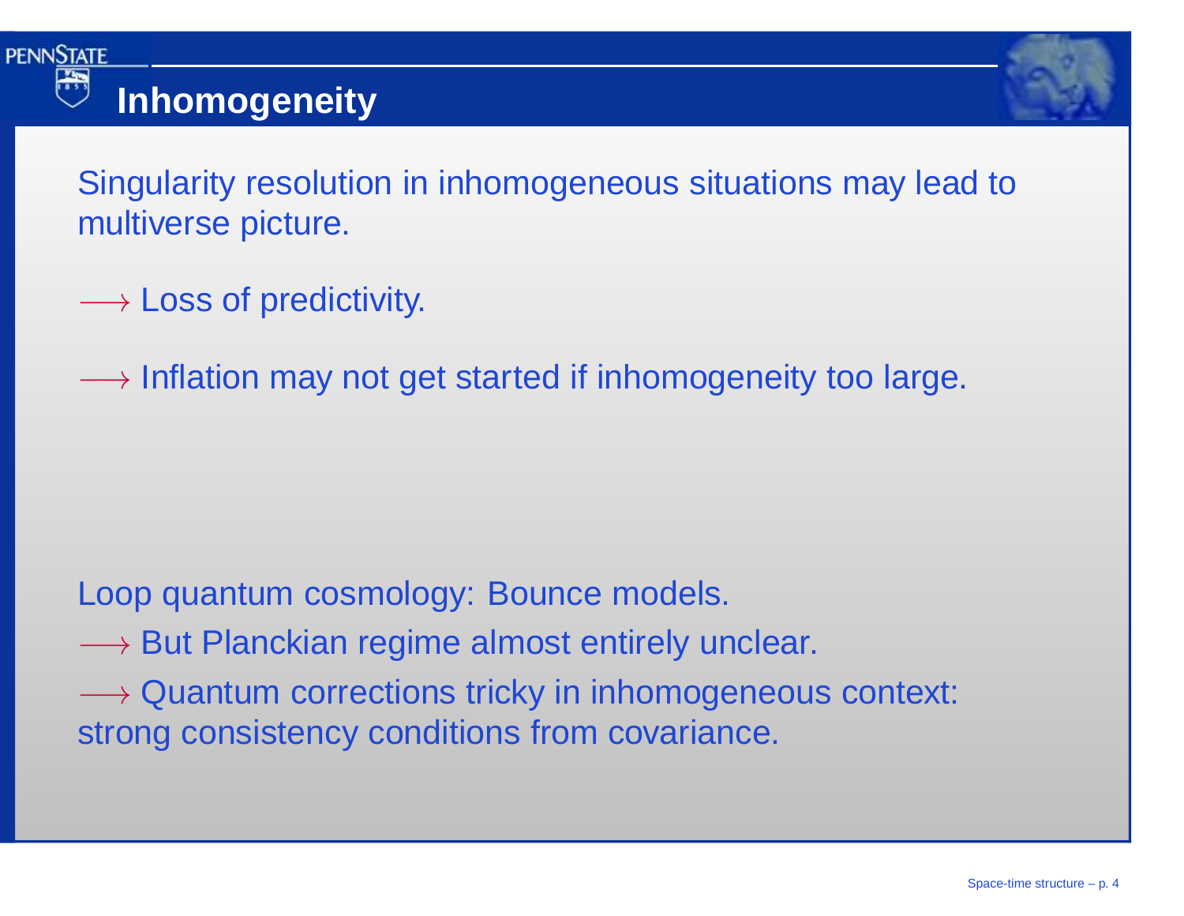# Inhomogeneity

Singularity resolution in inhomogeneous situations may lead to multiverse picture.

$\longrightarrow$ Loss of predictivity.

$\longrightarrow$ Inflation may not get started if inhomogeneity too large.

Loop quantum cosmology: Bounce models.

$\longrightarrow$ But Planckian regime almost entirely unclear.

$\longrightarrow$ Quantum corrections tricky in inhomogeneous context: strong consistency conditions from covariance.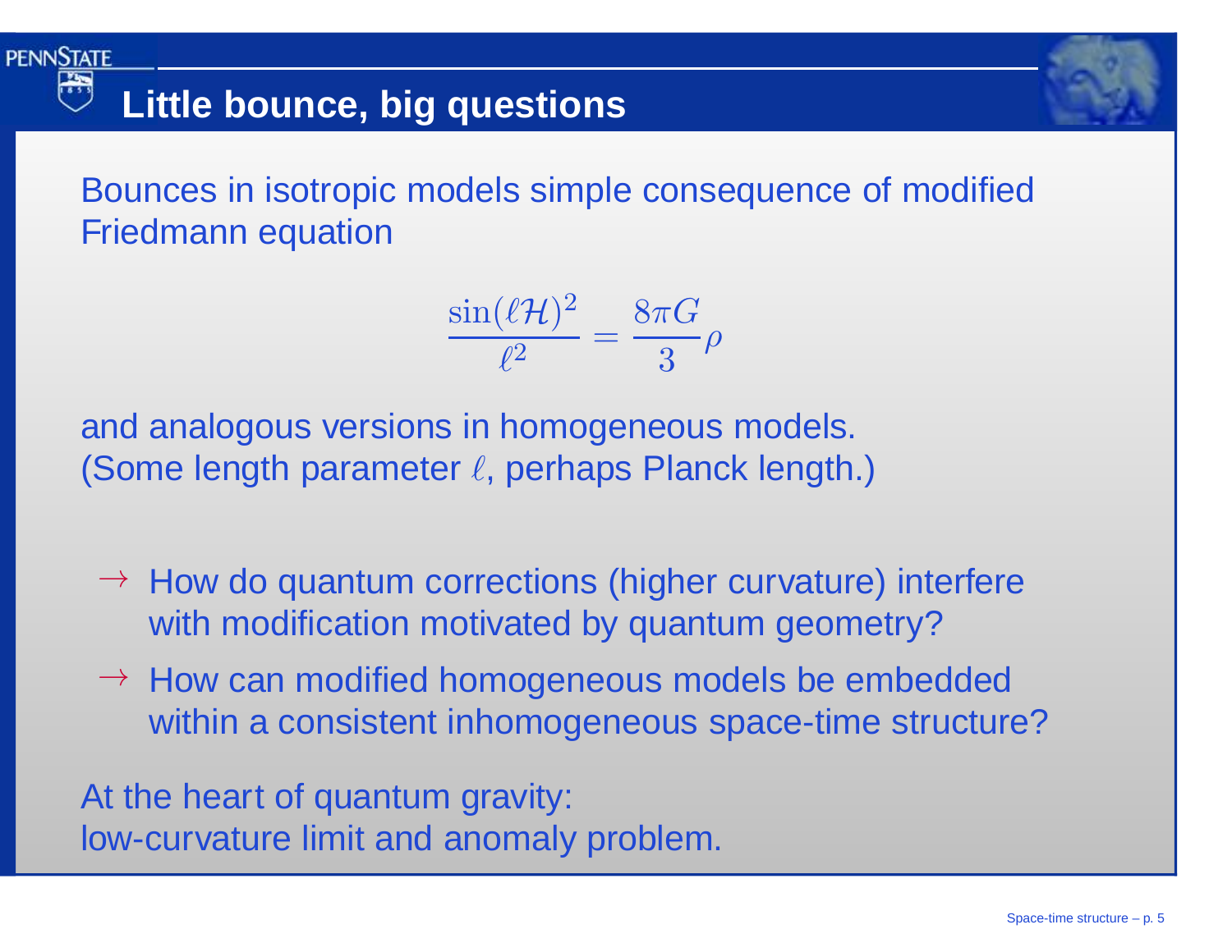# Little bounce, big questions

Bounces in isotropic models simple consequence of modified Friedmann equation

$$\frac{\sin(\ell\mathcal{H})^2}{\ell^2} = \frac{8\pi G}{3}\rho$$

and analogous versions in homogeneous models.
(Some length parameter $\ell$, perhaps Planck length.)

- $\rightarrow$ How do quantum corrections (higher curvature) interfere with modification motivated by quantum geometry?
- $\rightarrow$ How can modified homogeneous models be embedded within a consistent inhomogeneous space-time structure?

At the heart of quantum gravity:
low-curvature limit and anomaly problem.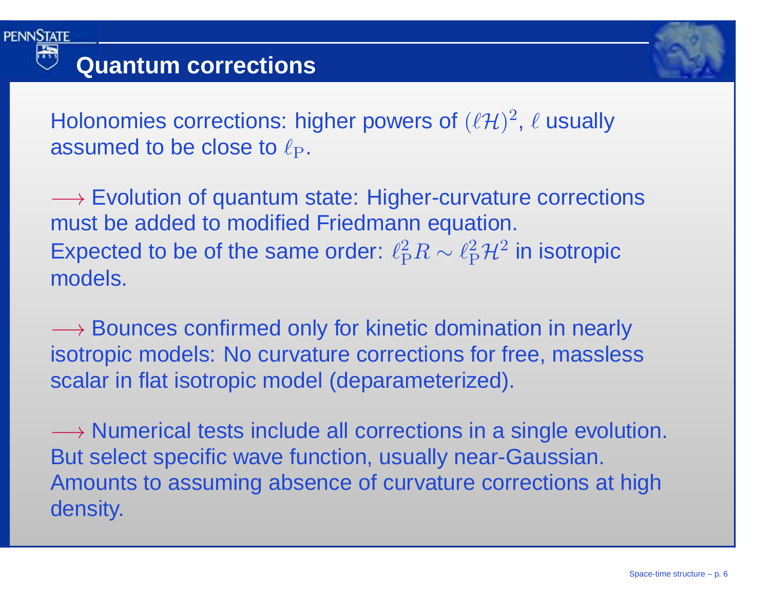# Quantum corrections

Holonomies corrections: higher powers of $(\ell\mathcal{H})^2$, $\ell$ usually assumed to be close to $\ell_{\rm P}$.

$\longrightarrow$ Evolution of quantum state: Higher-curvature corrections must be added to modified Friedmann equation.
Expected to be of the same order: $\ell_{\rm P}^2 R \sim \ell_{\rm P}^2 \mathcal{H}^2$ in isotropic models.

$\longrightarrow$ Bounces confirmed only for kinetic domination in nearly isotropic models: No curvature corrections for free, massless scalar in flat isotropic model (deparameterized).

$\longrightarrow$ Numerical tests include all corrections in a single evolution.
But select specific wave function, usually near-Gaussian.
Amounts to assuming absence of curvature corrections at high density.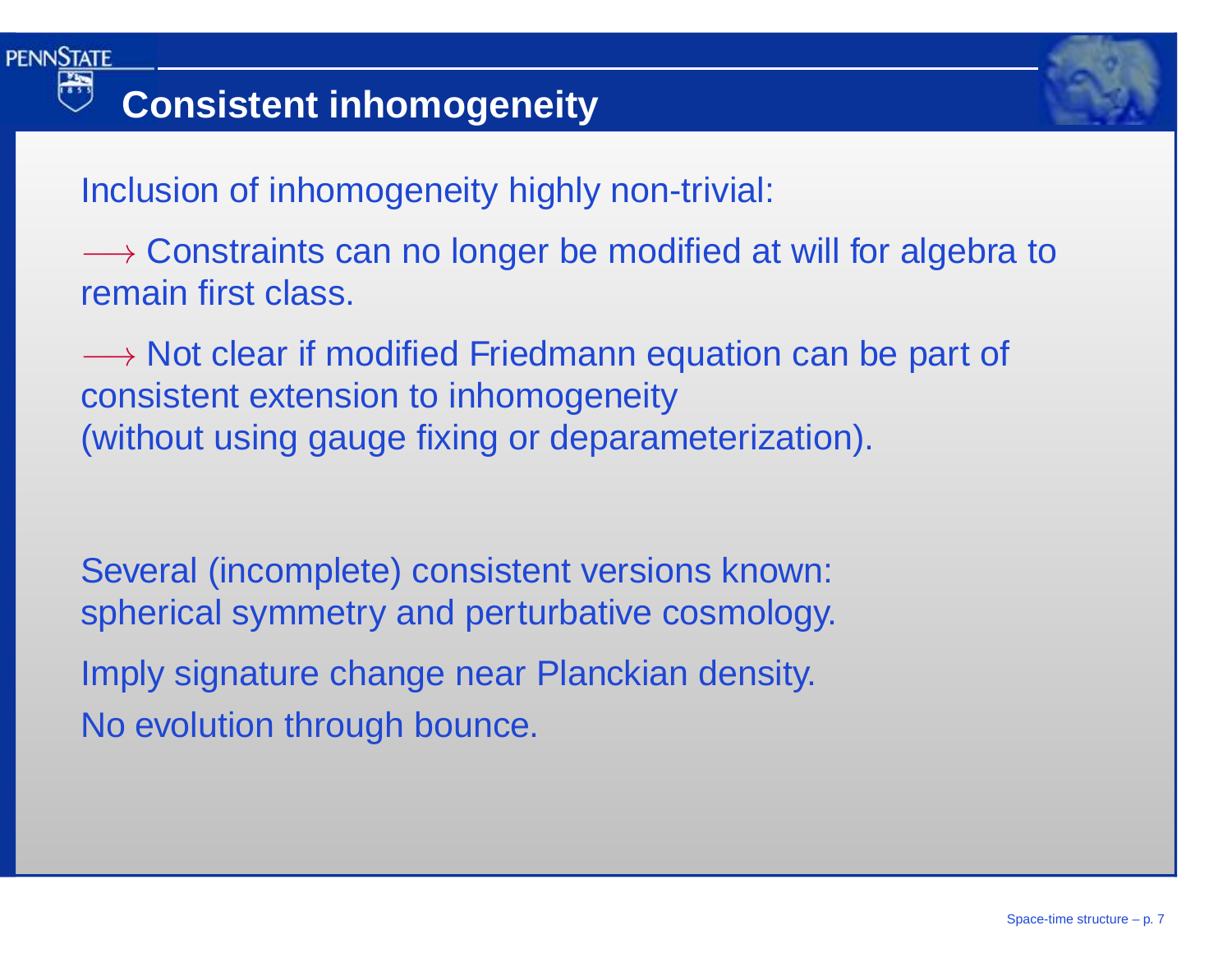# Consistent inhomogeneity

Inclusion of inhomogeneity highly non-trivial:

$\longrightarrow$ Constraints can no longer be modified at will for algebra to remain first class.

$\longrightarrow$ Not clear if modified Friedmann equation can be part of consistent extension to inhomogeneity (without using gauge fixing or deparameterization).

Several (incomplete) consistent versions known: spherical symmetry and perturbative cosmology.

Imply signature change near Planckian density.

No evolution through bounce.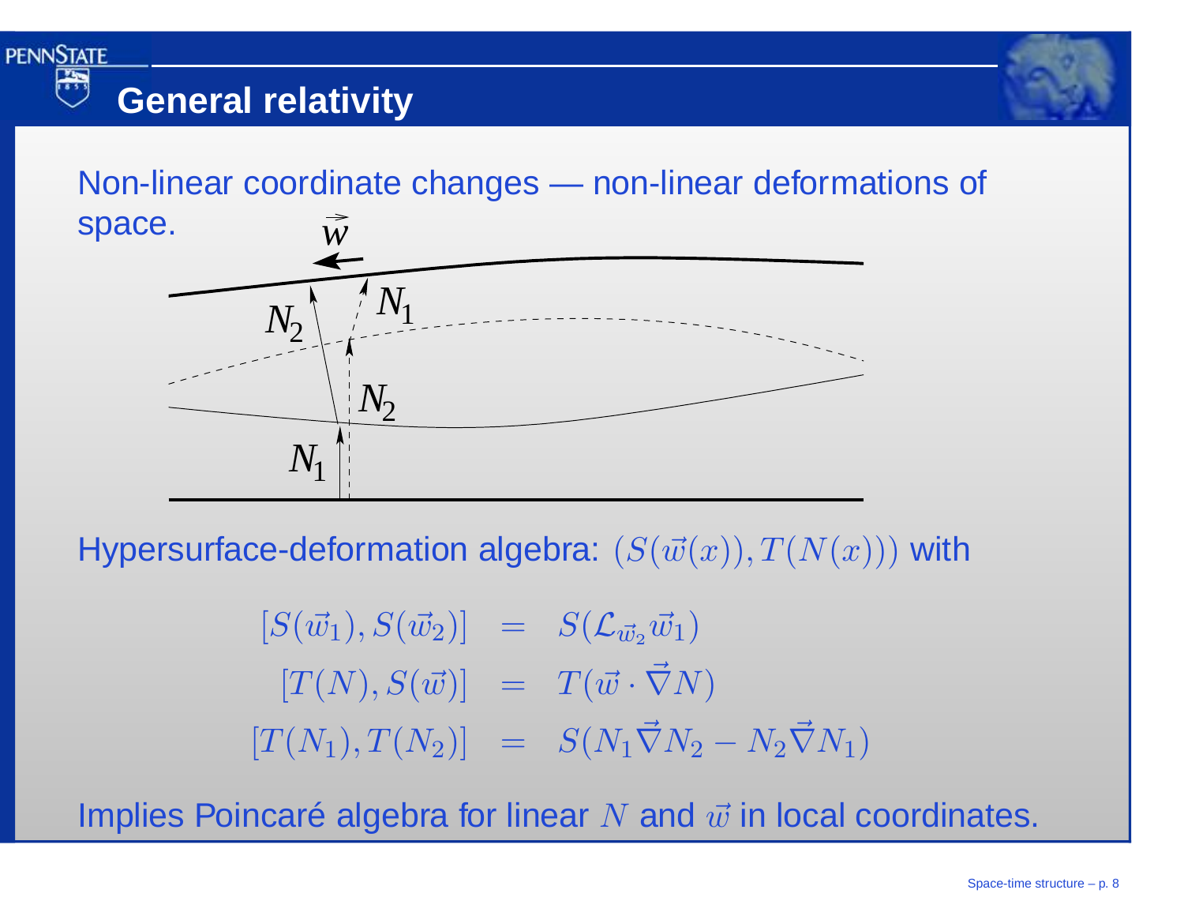# General relativity

Non-linear coordinate changes — non-linear deformations of space.

Hypersurface-deformation algebra: $(S(\vec{w}(x)), T(N(x)))$ with

$$
\begin{aligned}
[S(\vec{w}_1), S(\vec{w}_2)] &= S(\mathcal{L}_{\vec{w}_2}\vec{w}_1) \\
[T(N), S(\vec{w})] &= T(\vec{w}\cdot\vec{\nabla}N) \\
[T(N_1), T(N_2)] &= S(N_1\vec{\nabla}N_2 - N_2\vec{\nabla}N_1)
\end{aligned}
$$

Implies Poincaré algebra for linear $N$ and $\vec{w}$ in local coordinates.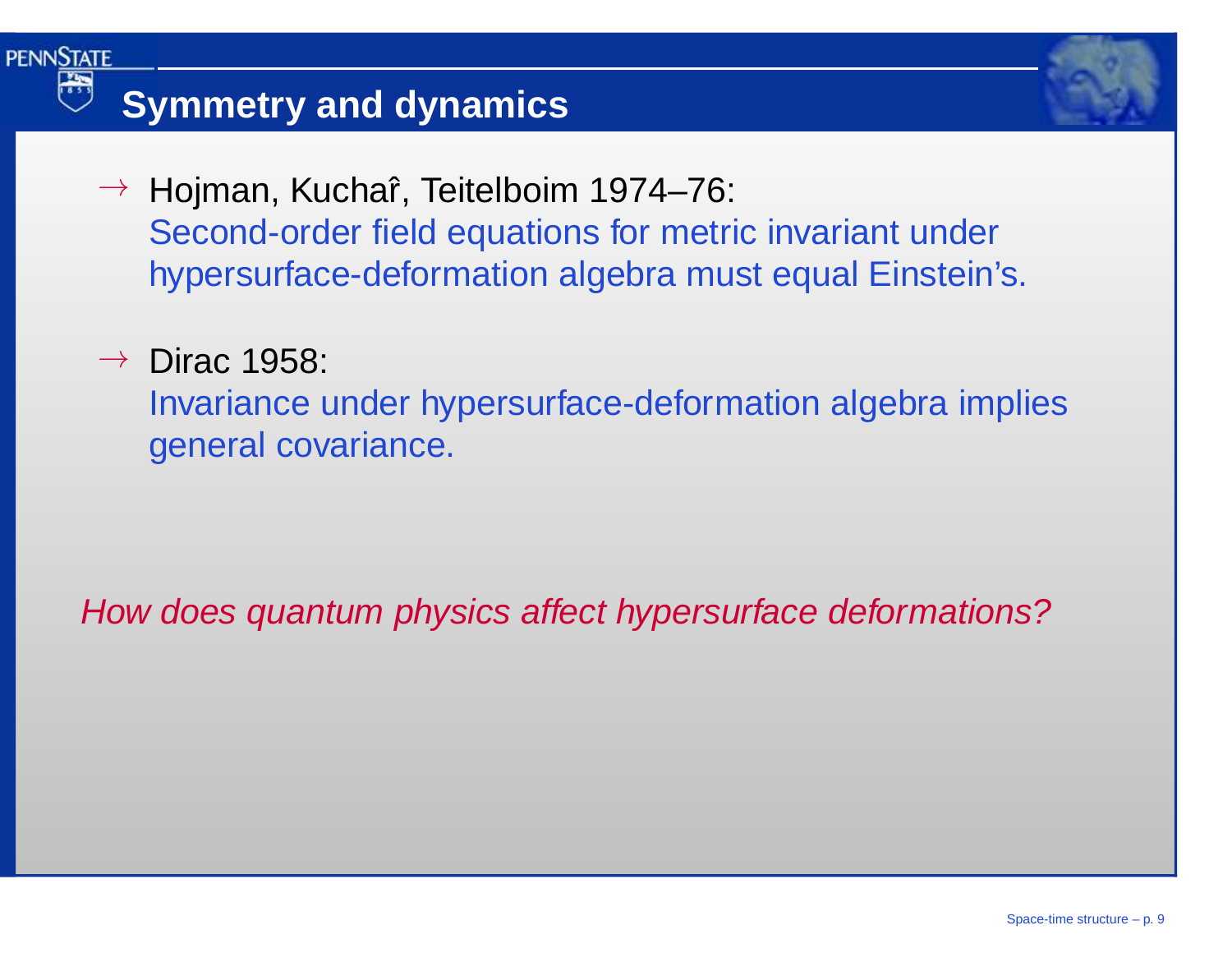## Symmetry and dynamics

- → Hojman, Kuchař, Teitelboim 1974–76:
  Second-order field equations for metric invariant under hypersurface-deformation algebra must equal Einstein's.

- → Dirac 1958:
  Invariance under hypersurface-deformation algebra implies general covariance.

*How does quantum physics affect hypersurface deformations?*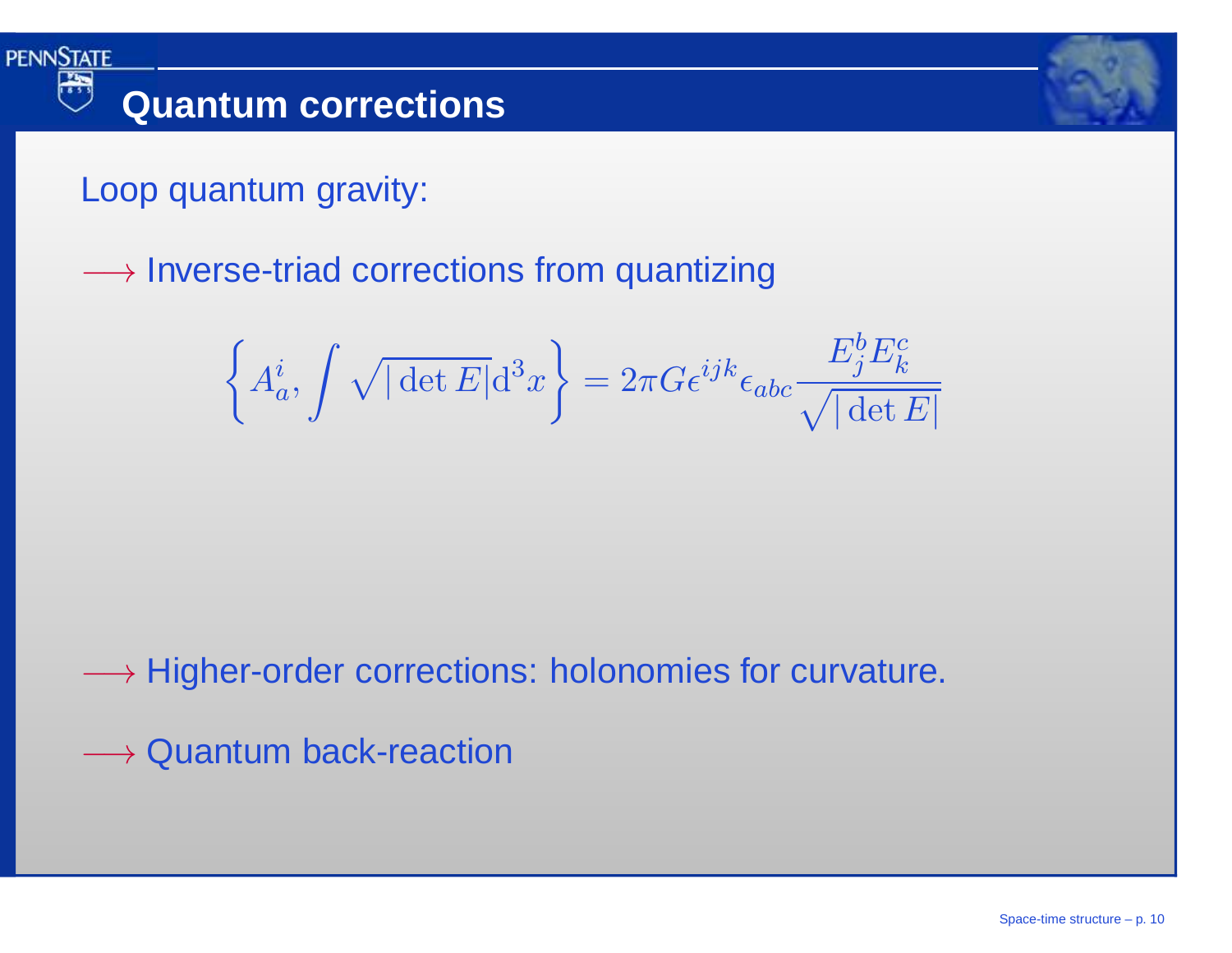# Quantum corrections

Loop quantum gravity:

$\longrightarrow$ Inverse-triad corrections from quantizing

$$\left\{ A^i_a, \int \sqrt{|\det E|} \mathrm{d}^3x \right\} = 2\pi G \epsilon^{ijk} \epsilon_{abc} \frac{E^b_j E^c_k}{\sqrt{|\det E|}}$$

$\longrightarrow$ Higher-order corrections: holonomies for curvature.

$\longrightarrow$ Quantum back-reaction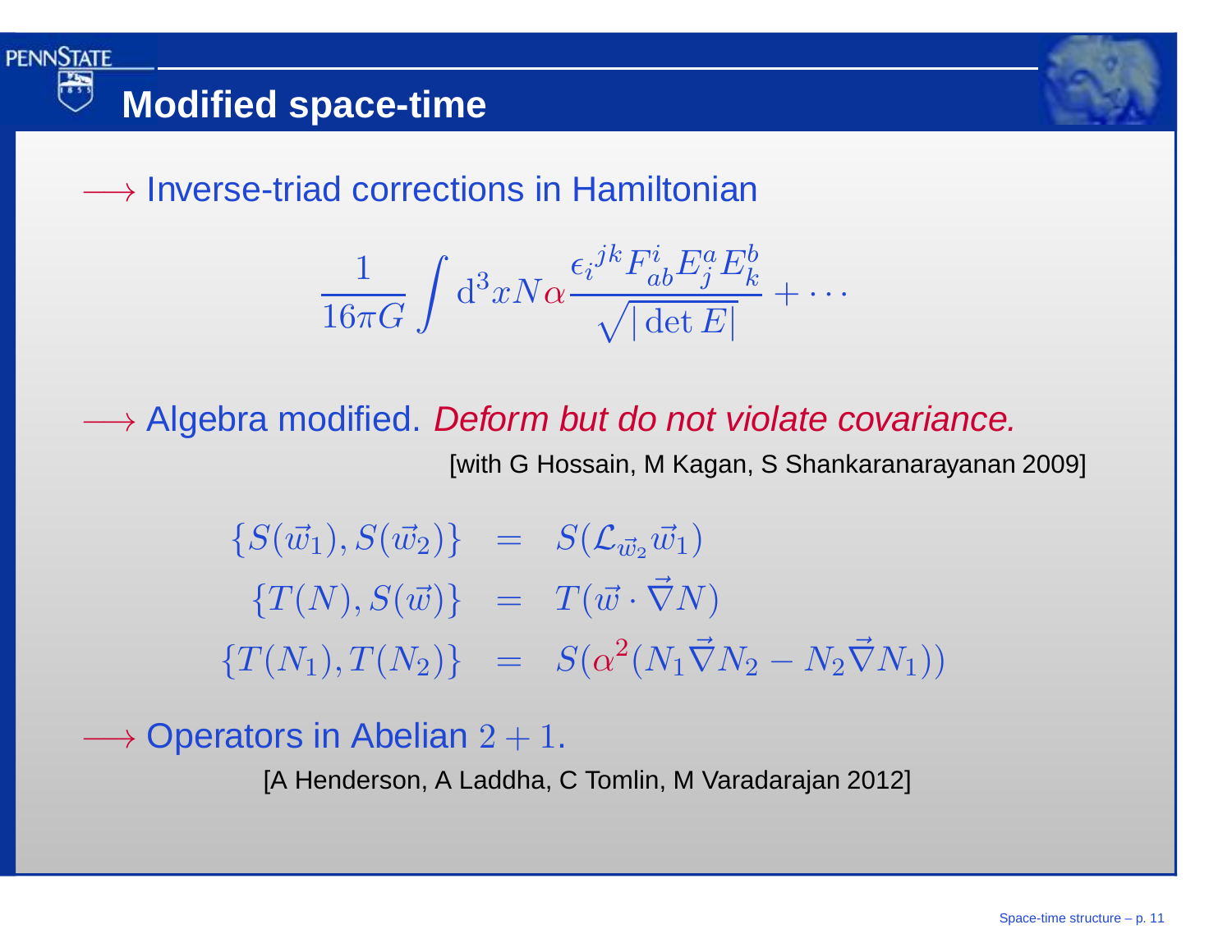# Modified space-time

$\longrightarrow$ Inverse-triad corrections in Hamiltonian

$$\frac{1}{16\pi G}\int \mathrm{d}^3x N\alpha \frac{\epsilon_i{}^{jk}F^i_{ab}E^a_jE^b_k}{\sqrt{|\det E|}} + \cdots$$

$\longrightarrow$ Algebra modified. *Deform but do not violate covariance.*

[with G Hossain, M Kagan, S Shankaranarayanan 2009]

$$\begin{aligned}
\{S(\vec{w}_1), S(\vec{w}_2)\} &= S(\mathcal{L}_{\vec{w}_2}\vec{w}_1)\\
\{T(N), S(\vec{w})\} &= T(\vec{w}\cdot\vec{\nabla}N)\\
\{T(N_1), T(N_2)\} &= S(\alpha^2(N_1\vec{\nabla}N_2 - N_2\vec{\nabla}N_1))
\end{aligned}$$

$\longrightarrow$ Operators in Abelian $2+1$.

[A Henderson, A Laddha, C Tomlin, M Varadarajan 2012]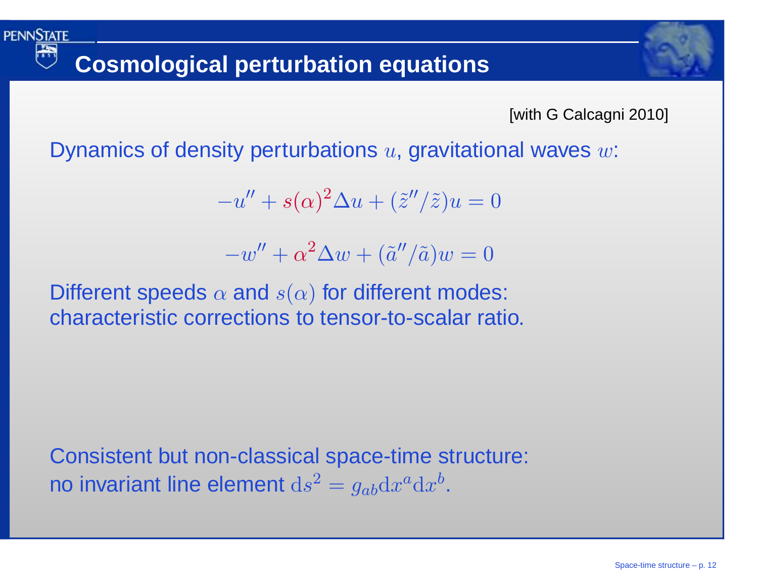# Cosmological perturbation equations

[with G Calcagni 2010]

Dynamics of density perturbations $u$, gravitational waves $w$:

$$-u'' + s(\alpha)^2 \Delta u + (\tilde{z}''/\tilde{z})u = 0$$

$$-w'' + \alpha^2 \Delta w + (\tilde{a}''/\tilde{a})w = 0$$

Different speeds $\alpha$ and $s(\alpha)$ for different modes:
characteristic corrections to tensor-to-scalar ratio.

Consistent but non-classical space-time structure:
no invariant line element $\mathrm{d}s^2 = g_{ab}\mathrm{d}x^a\mathrm{d}x^b$.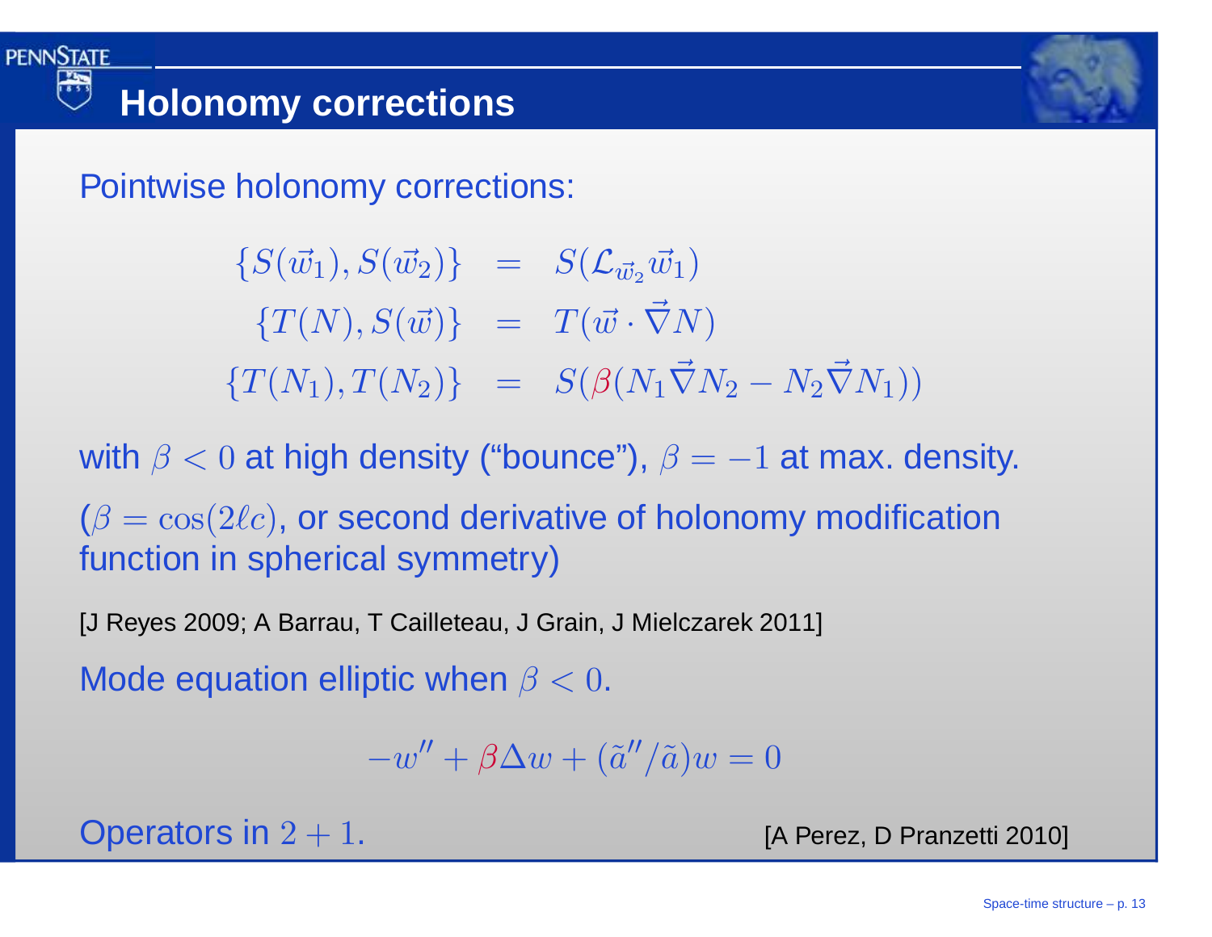# Holonomy corrections

Pointwise holonomy corrections:

$$
\begin{aligned}
\{S(\vec{w}_1), S(\vec{w}_2)\} &= S(\mathcal{L}_{\vec{w}_2}\vec{w}_1) \\
\{T(N), S(\vec{w})\} &= T(\vec{w}\cdot\vec{\nabla}N) \\
\{T(N_1), T(N_2)\} &= S(\beta(N_1\vec{\nabla}N_2 - N_2\vec{\nabla}N_1))
\end{aligned}
$$

with $\beta < 0$ at high density (“bounce”), $\beta = -1$ at max. density.

($\beta = \cos(2\ell c)$, or second derivative of holonomy modification function in spherical symmetry)

[J Reyes 2009; A Barrau, T Cailleteau, J Grain, J Mielczarek 2011]

Mode equation elliptic when $\beta < 0$.

$$
-w'' + \beta\Delta w + (\tilde{a}''/\tilde{a})w = 0
$$

Operators in $2+1$. [A Perez, D Pranzetti 2010]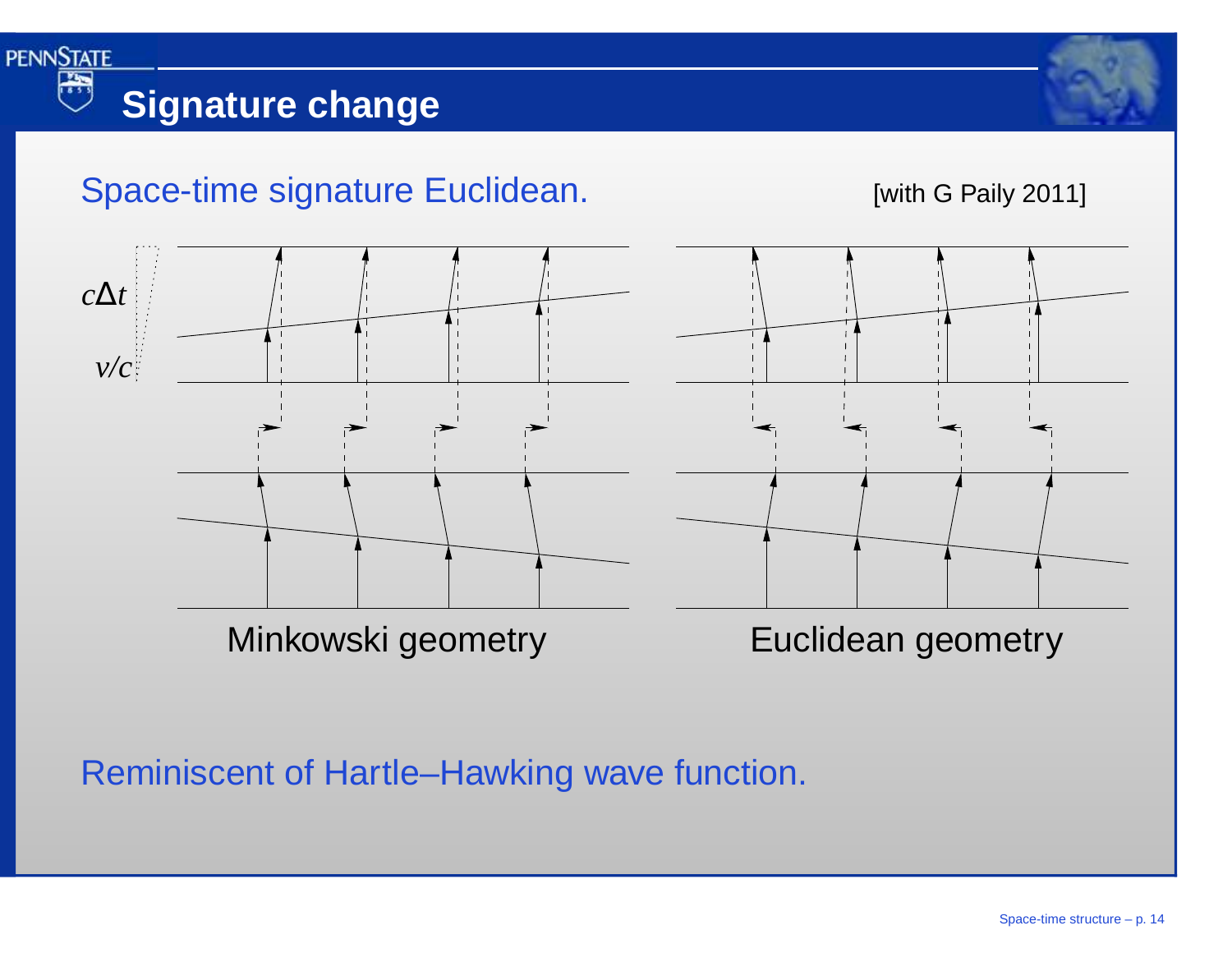# Signature change

Space-time signature Euclidean.

[with G Paily 2011]

$c\Delta t$

$v/c$

Minkowski geometry

Euclidean geometry

Reminiscent of Hartle–Hawking wave function.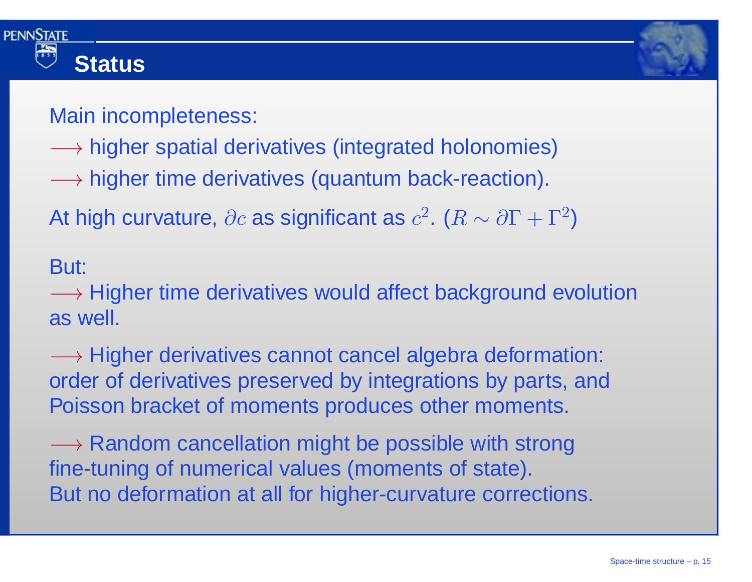## Status

Main incompleteness:

$\longrightarrow$ higher spatial derivatives (integrated holonomies)

$\longrightarrow$ higher time derivatives (quantum back-reaction).

At high curvature, $\partial c$ as significant as $c^2$. ($R \sim \partial\Gamma + \Gamma^2$)

But:

$\longrightarrow$ Higher time derivatives would affect background evolution as well.

$\longrightarrow$ Higher derivatives cannot cancel algebra deformation: order of derivatives preserved by integrations by parts, and Poisson bracket of moments produces other moments.

$\longrightarrow$ Random cancellation might be possible with strong fine-tuning of numerical values (moments of state).
But no deformation at all for higher-curvature corrections.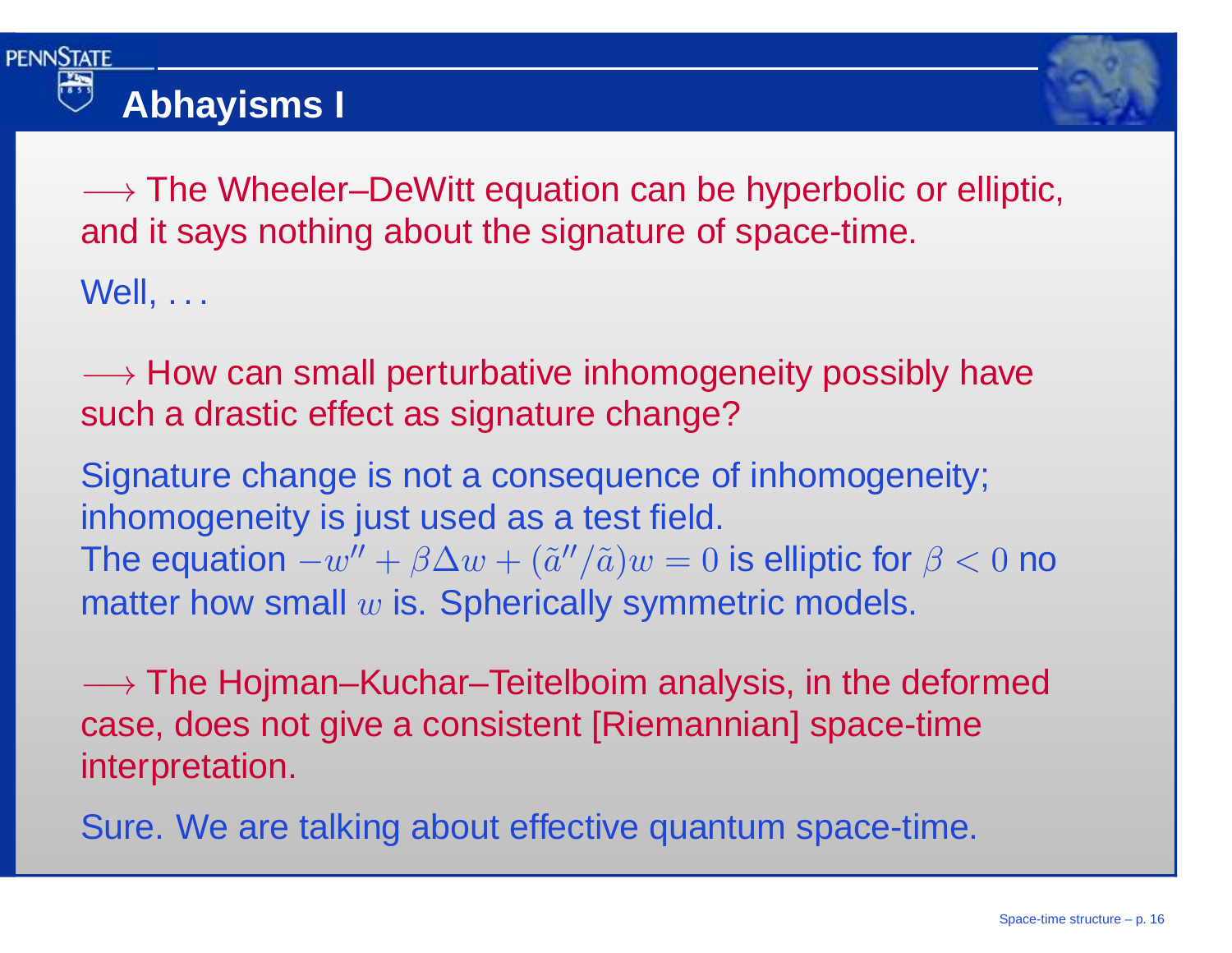# Abhayisms I

$\longrightarrow$ The Wheeler–DeWitt equation can be hyperbolic or elliptic, and it says nothing about the signature of space-time.

Well, ...

$\longrightarrow$ How can small perturbative inhomogeneity possibly have such a drastic effect as signature change?

Signature change is not a consequence of inhomogeneity; inhomogeneity is just used as a test field.
The equation $-w'' + \beta \Delta w + (\tilde{a}''/\tilde{a})w = 0$ is elliptic for $\beta < 0$ no matter how small $w$ is. Spherically symmetric models.

$\longrightarrow$ The Hojman–Kuchar–Teitelboim analysis, in the deformed case, does not give a consistent [Riemannian] space-time interpretation.

Sure. We are talking about effective quantum space-time.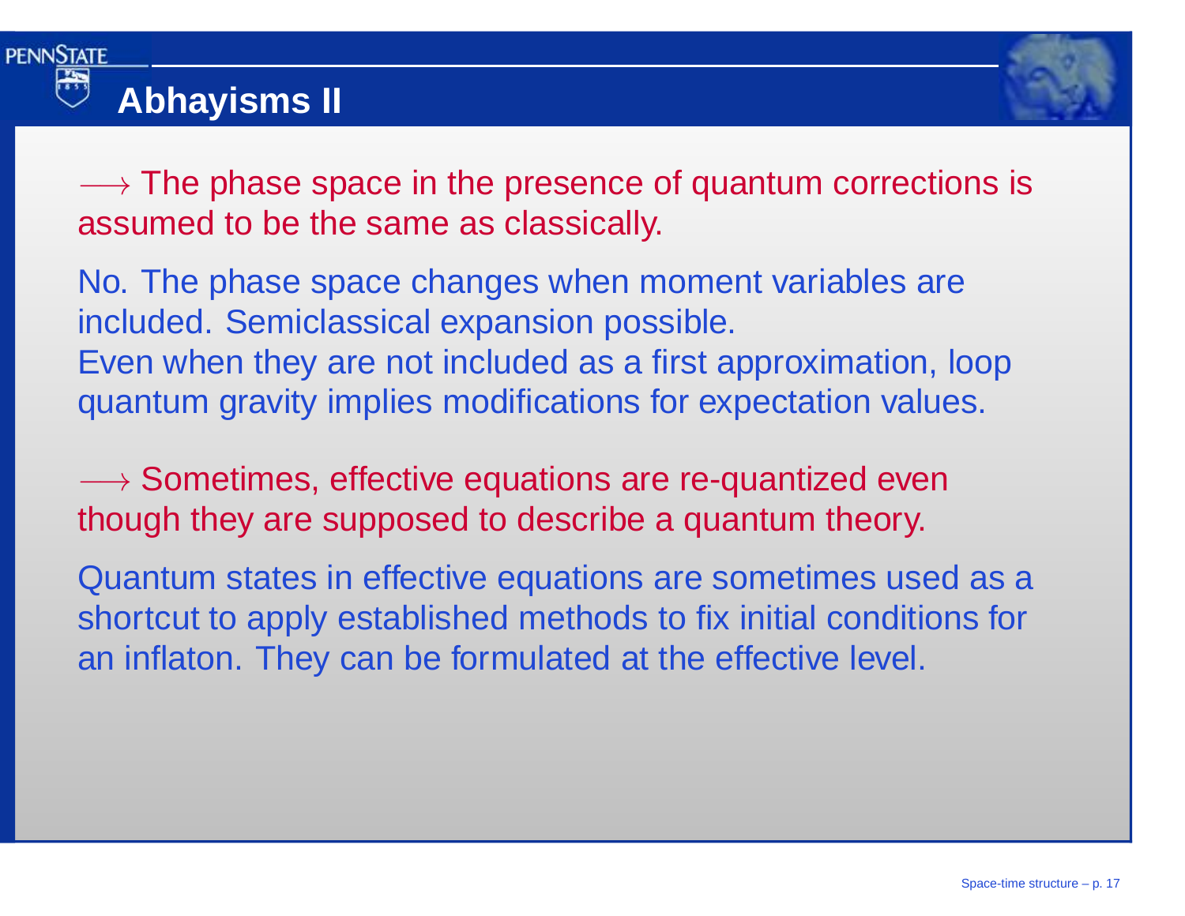# Abhayisms II

$\longrightarrow$ The phase space in the presence of quantum corrections is assumed to be the same as classically.

No. The phase space changes when moment variables are included. Semiclassical expansion possible.
Even when they are not included as a first approximation, loop quantum gravity implies modifications for expectation values.

$\longrightarrow$ Sometimes, effective equations are re-quantized even though they are supposed to describe a quantum theory.

Quantum states in effective equations are sometimes used as a shortcut to apply established methods to fix initial conditions for an inflaton. They can be formulated at the effective level.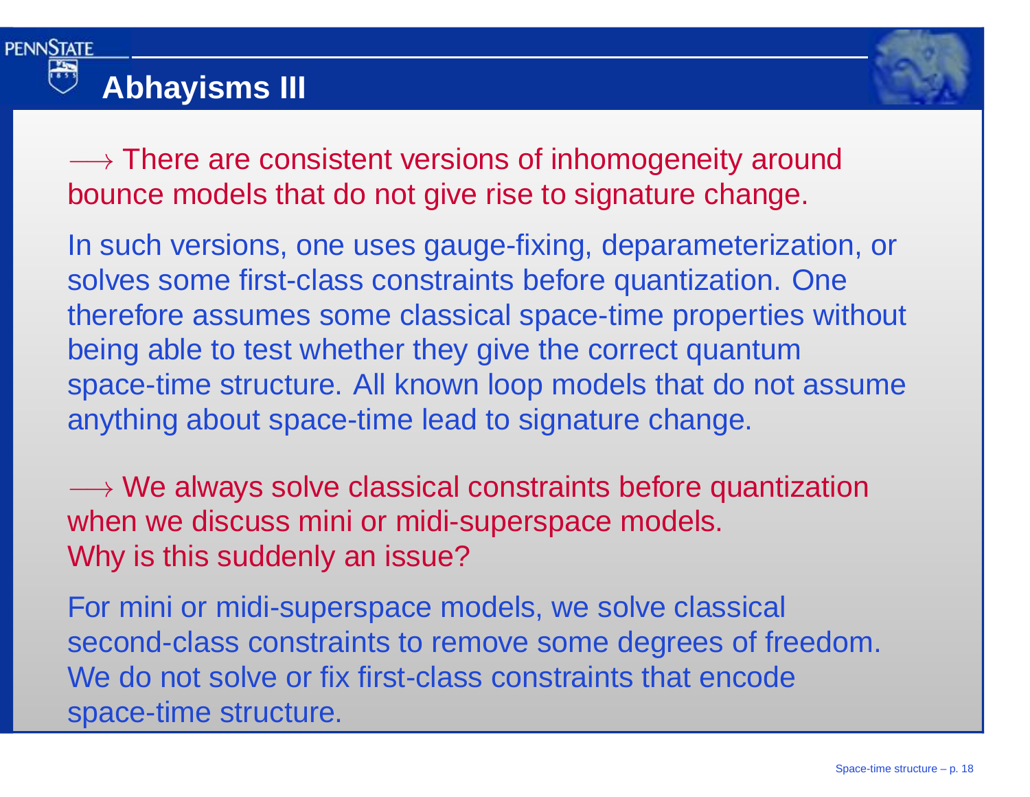# Abhayisms III

$\longrightarrow$ There are consistent versions of inhomogeneity around bounce models that do not give rise to signature change.

In such versions, one uses gauge-fixing, deparameterization, or solves some first-class constraints before quantization. One therefore assumes some classical space-time properties without being able to test whether they give the correct quantum space-time structure. All known loop models that do not assume anything about space-time lead to signature change.

$\longrightarrow$ We always solve classical constraints before quantization when we discuss mini or midi-superspace models.
Why is this suddenly an issue?

For mini or midi-superspace models, we solve classical second-class constraints to remove some degrees of freedom. We do not solve or fix first-class constraints that encode space-time structure.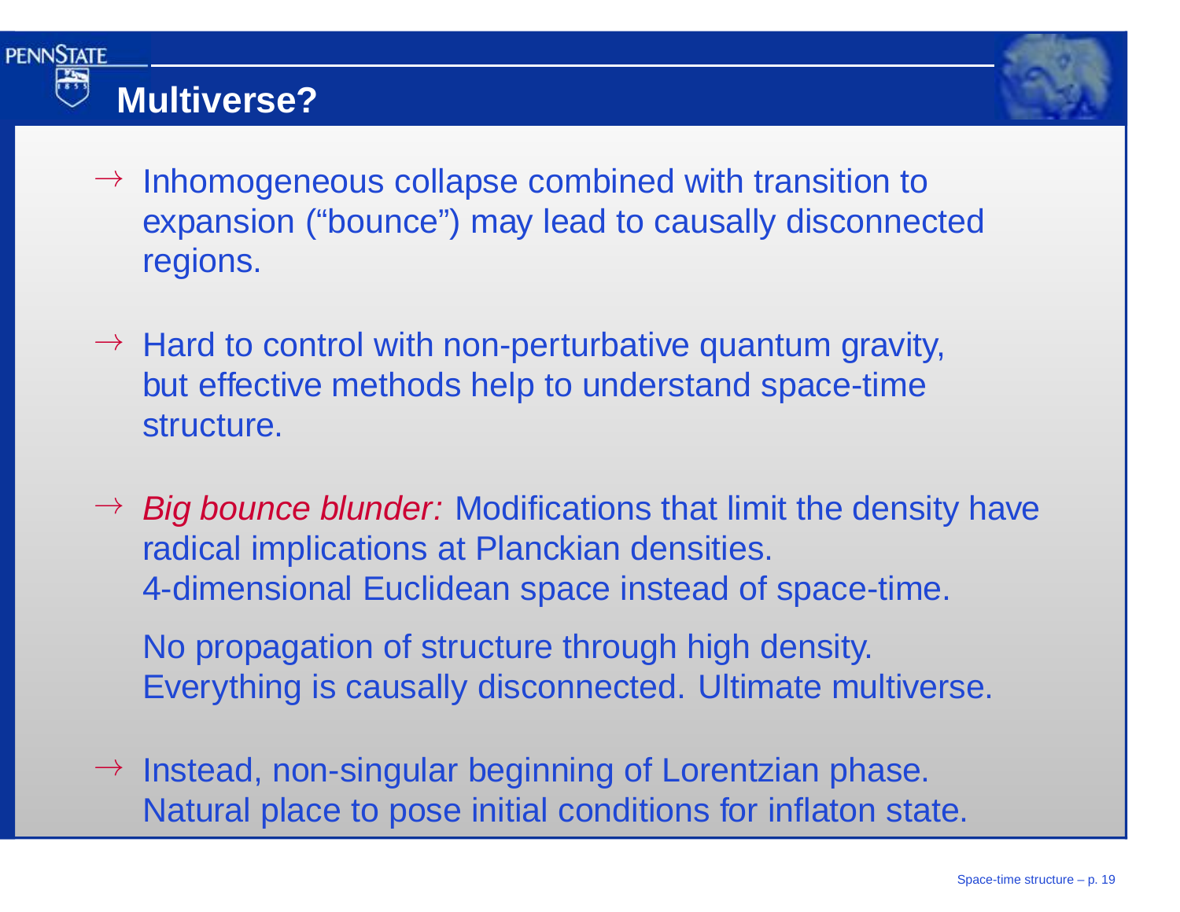# Multiverse?

- → Inhomogeneous collapse combined with transition to expansion (“bounce”) may lead to causally disconnected regions.
- → Hard to control with non-perturbative quantum gravity, but effective methods help to understand space-time structure.
- → *Big bounce blunder:* Modifications that limit the density have radical implications at Planckian densities.
  4-dimensional Euclidean space instead of space-time.

  No propagation of structure through high density.
  Everything is causally disconnected. Ultimate multiverse.
- → Instead, non-singular beginning of Lorentzian phase.
  Natural place to pose initial conditions for inflaton state.